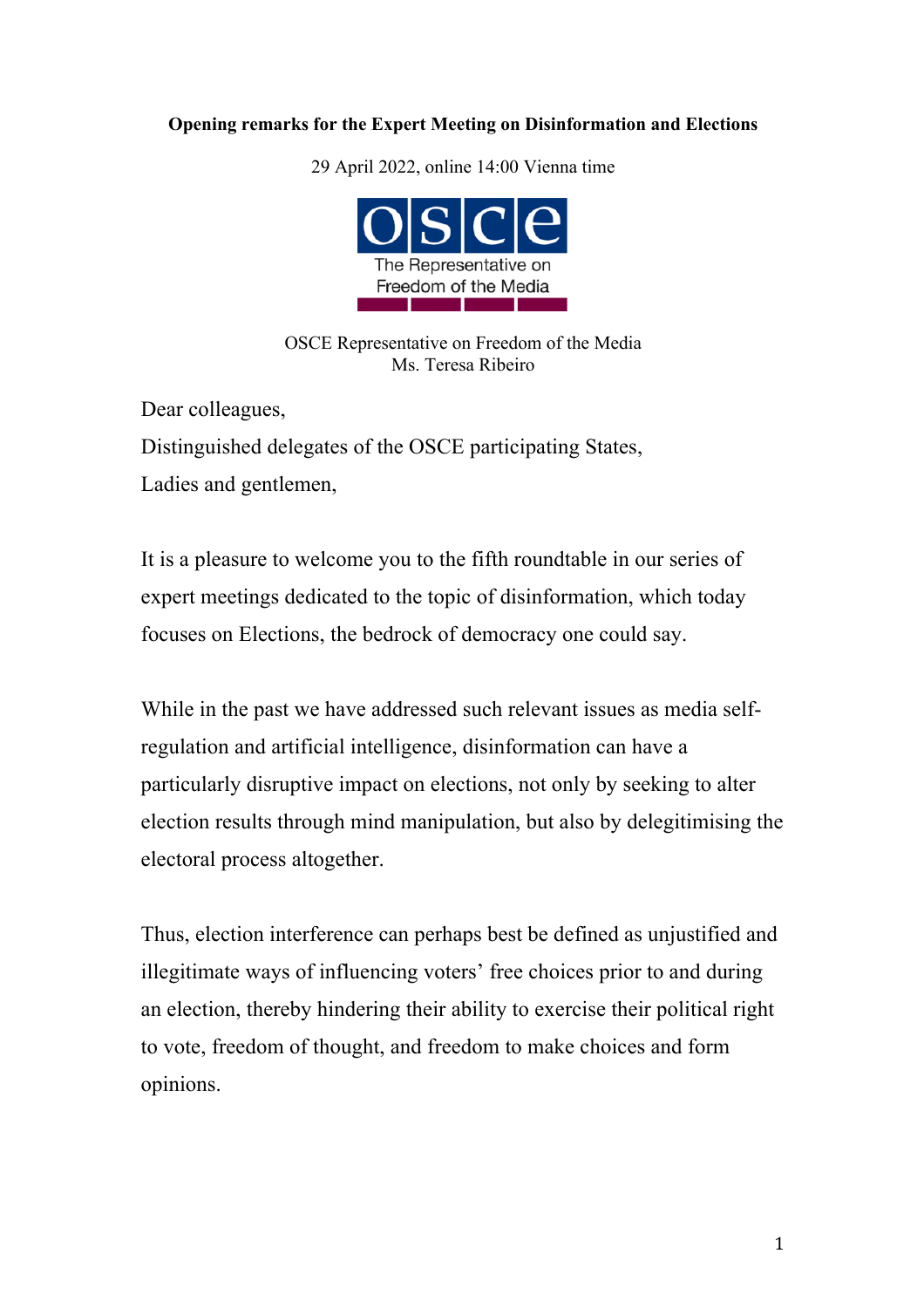**Opening remarks for the Expert Meeting on Disinformation and Elections**

29 April 2022, online 14:00 Vienna time

OSCE Representative on Freedom of the Media
Ms. Teresa Ribeiro

Dear colleagues,

Distinguished delegates of the OSCE participating States,

Ladies and gentlemen,

It is a pleasure to welcome you to the fifth roundtable in our series of expert meetings dedicated to the topic of disinformation, which today focuses on Elections, the bedrock of democracy one could say.

While in the past we have addressed such relevant issues as media self-regulation and artificial intelligence, disinformation can have a particularly disruptive impact on elections, not only by seeking to alter election results through mind manipulation, but also by delegitimising the electoral process altogether.

Thus, election interference can perhaps best be defined as unjustified and illegitimate ways of influencing voters' free choices prior to and during an election, thereby hindering their ability to exercise their political right to vote, freedom of thought, and freedom to make choices and form opinions.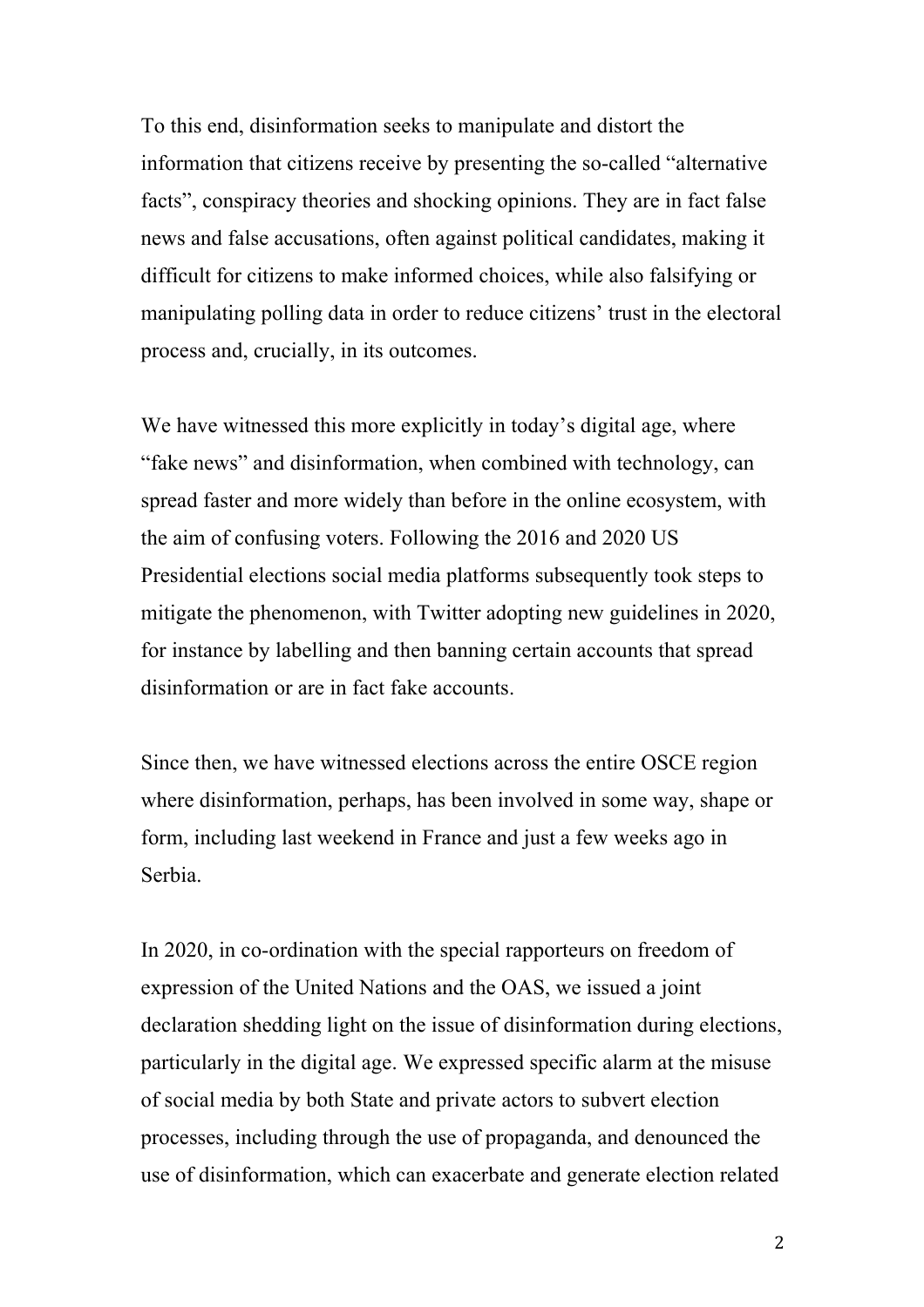To this end, disinformation seeks to manipulate and distort the information that citizens receive by presenting the so-called "alternative facts", conspiracy theories and shocking opinions. They are in fact false news and false accusations, often against political candidates, making it difficult for citizens to make informed choices, while also falsifying or manipulating polling data in order to reduce citizens' trust in the electoral process and, crucially, in its outcomes.

We have witnessed this more explicitly in today's digital age, where "fake news" and disinformation, when combined with technology, can spread faster and more widely than before in the online ecosystem, with the aim of confusing voters. Following the 2016 and 2020 US Presidential elections social media platforms subsequently took steps to mitigate the phenomenon, with Twitter adopting new guidelines in 2020, for instance by labelling and then banning certain accounts that spread disinformation or are in fact fake accounts.

Since then, we have witnessed elections across the entire OSCE region where disinformation, perhaps, has been involved in some way, shape or form, including last weekend in France and just a few weeks ago in Serbia.

In 2020, in co-ordination with the special rapporteurs on freedom of expression of the United Nations and the OAS, we issued a joint declaration shedding light on the issue of disinformation during elections, particularly in the digital age. We expressed specific alarm at the misuse of social media by both State and private actors to subvert election processes, including through the use of propaganda, and denounced the use of disinformation, which can exacerbate and generate election related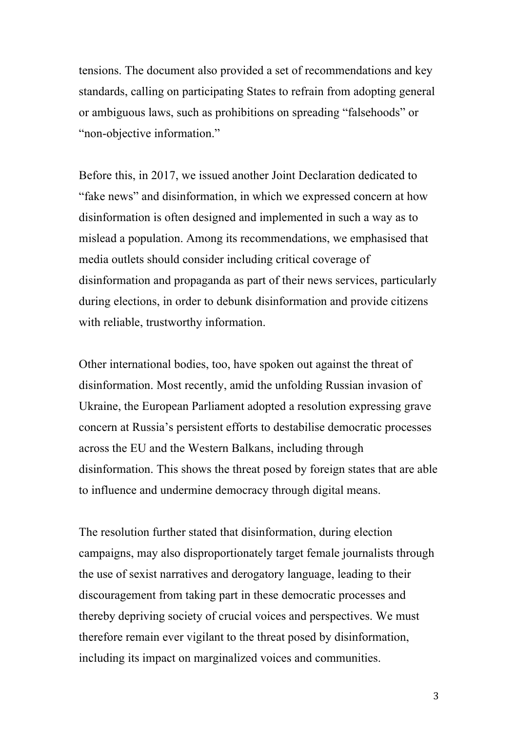tensions. The document also provided a set of recommendations and key standards, calling on participating States to refrain from adopting general or ambiguous laws, such as prohibitions on spreading "falsehoods" or "non-objective information."

Before this, in 2017, we issued another Joint Declaration dedicated to "fake news" and disinformation, in which we expressed concern at how disinformation is often designed and implemented in such a way as to mislead a population. Among its recommendations, we emphasised that media outlets should consider including critical coverage of disinformation and propaganda as part of their news services, particularly during elections, in order to debunk disinformation and provide citizens with reliable, trustworthy information.

Other international bodies, too, have spoken out against the threat of disinformation. Most recently, amid the unfolding Russian invasion of Ukraine, the European Parliament adopted a resolution expressing grave concern at Russia's persistent efforts to destabilise democratic processes across the EU and the Western Balkans, including through disinformation. This shows the threat posed by foreign states that are able to influence and undermine democracy through digital means.

The resolution further stated that disinformation, during election campaigns, may also disproportionately target female journalists through the use of sexist narratives and derogatory language, leading to their discouragement from taking part in these democratic processes and thereby depriving society of crucial voices and perspectives. We must therefore remain ever vigilant to the threat posed by disinformation, including its impact on marginalized voices and communities.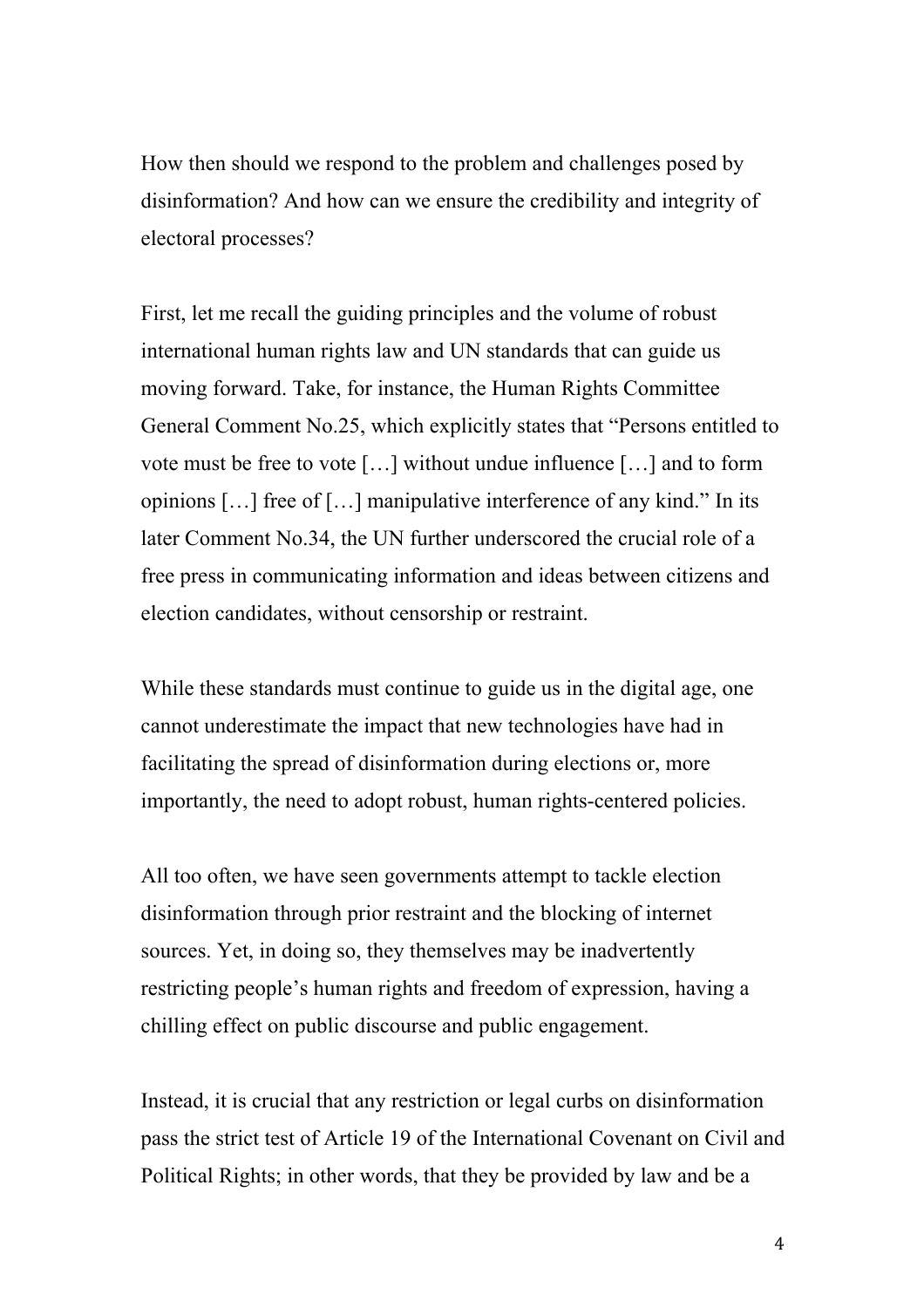How then should we respond to the problem and challenges posed by disinformation? And how can we ensure the credibility and integrity of electoral processes?

First, let me recall the guiding principles and the volume of robust international human rights law and UN standards that can guide us moving forward. Take, for instance, the Human Rights Committee General Comment No.25, which explicitly states that "Persons entitled to vote must be free to vote […] without undue influence […] and to form opinions […] free of […] manipulative interference of any kind." In its later Comment No.34, the UN further underscored the crucial role of a free press in communicating information and ideas between citizens and election candidates, without censorship or restraint.

While these standards must continue to guide us in the digital age, one cannot underestimate the impact that new technologies have had in facilitating the spread of disinformation during elections or, more importantly, the need to adopt robust, human rights-centered policies.

All too often, we have seen governments attempt to tackle election disinformation through prior restraint and the blocking of internet sources. Yet, in doing so, they themselves may be inadvertently restricting people's human rights and freedom of expression, having a chilling effect on public discourse and public engagement.

Instead, it is crucial that any restriction or legal curbs on disinformation pass the strict test of Article 19 of the International Covenant on Civil and Political Rights; in other words, that they be provided by law and be a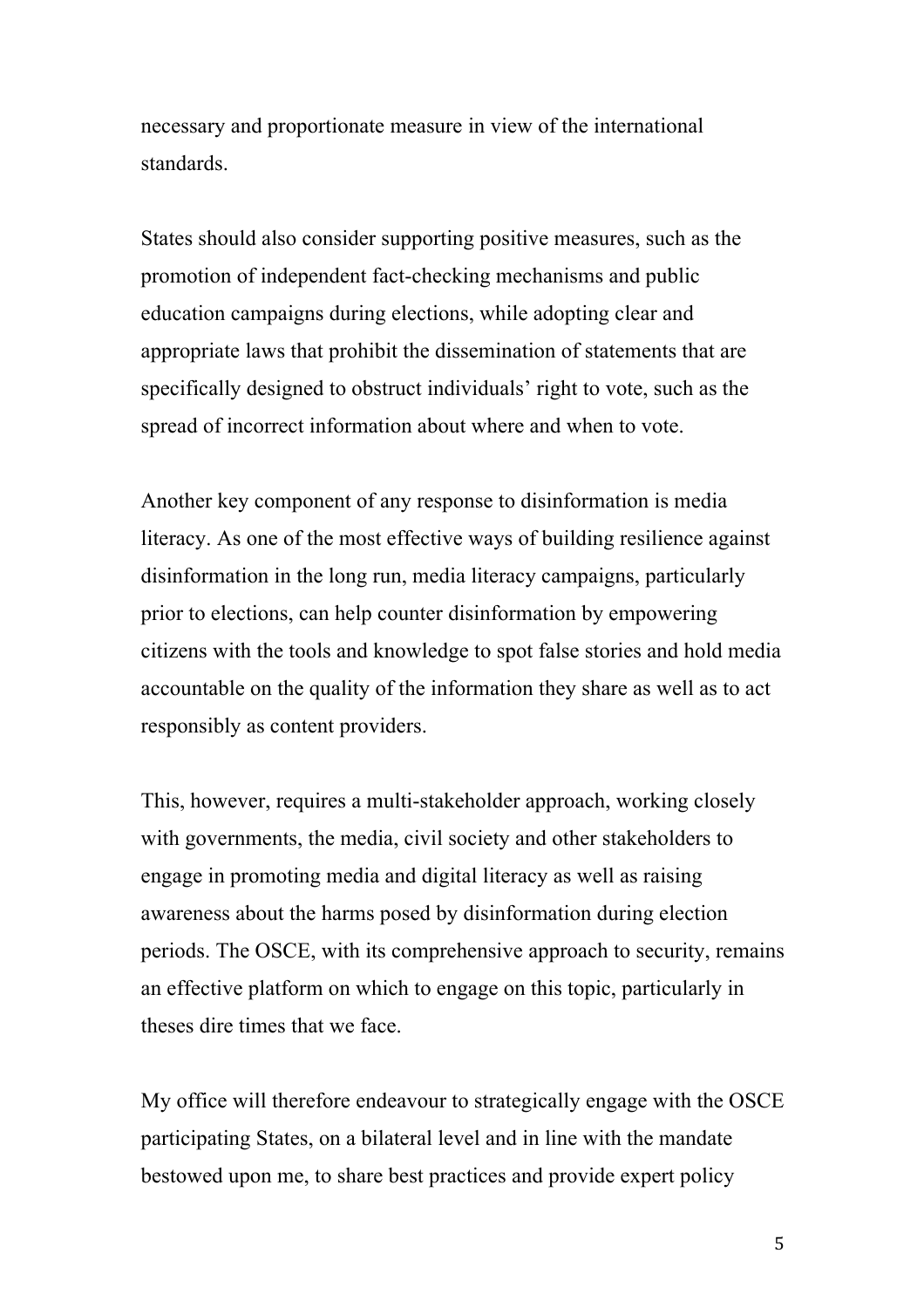necessary and proportionate measure in view of the international standards.

States should also consider supporting positive measures, such as the promotion of independent fact-checking mechanisms and public education campaigns during elections, while adopting clear and appropriate laws that prohibit the dissemination of statements that are specifically designed to obstruct individuals' right to vote, such as the spread of incorrect information about where and when to vote.

Another key component of any response to disinformation is media literacy. As one of the most effective ways of building resilience against disinformation in the long run, media literacy campaigns, particularly prior to elections, can help counter disinformation by empowering citizens with the tools and knowledge to spot false stories and hold media accountable on the quality of the information they share as well as to act responsibly as content providers.

This, however, requires a multi-stakeholder approach, working closely with governments, the media, civil society and other stakeholders to engage in promoting media and digital literacy as well as raising awareness about the harms posed by disinformation during election periods. The OSCE, with its comprehensive approach to security, remains an effective platform on which to engage on this topic, particularly in theses dire times that we face.

My office will therefore endeavour to strategically engage with the OSCE participating States, on a bilateral level and in line with the mandate bestowed upon me, to share best practices and provide expert policy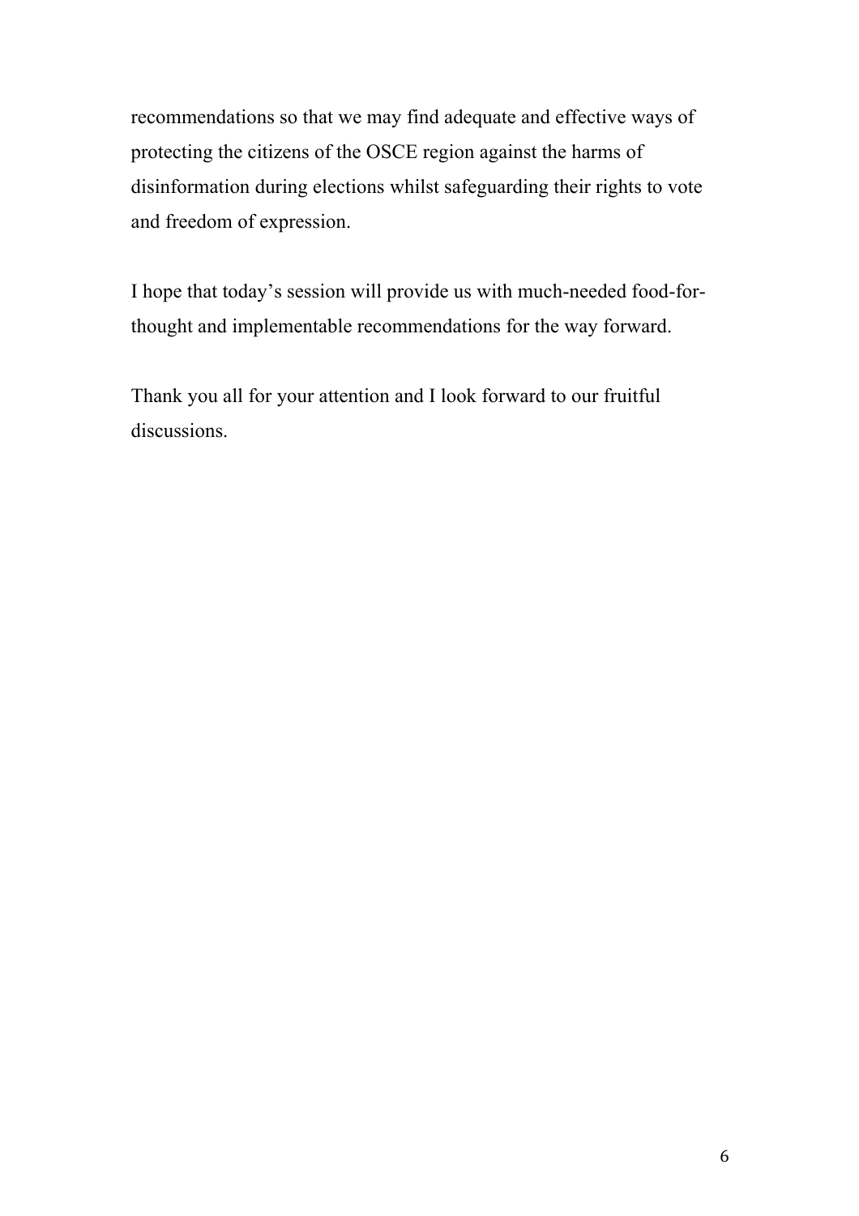recommendations so that we may find adequate and effective ways of protecting the citizens of the OSCE region against the harms of disinformation during elections whilst safeguarding their rights to vote and freedom of expression.

I hope that today's session will provide us with much-needed food-for-thought and implementable recommendations for the way forward.

Thank you all for your attention and I look forward to our fruitful discussions.